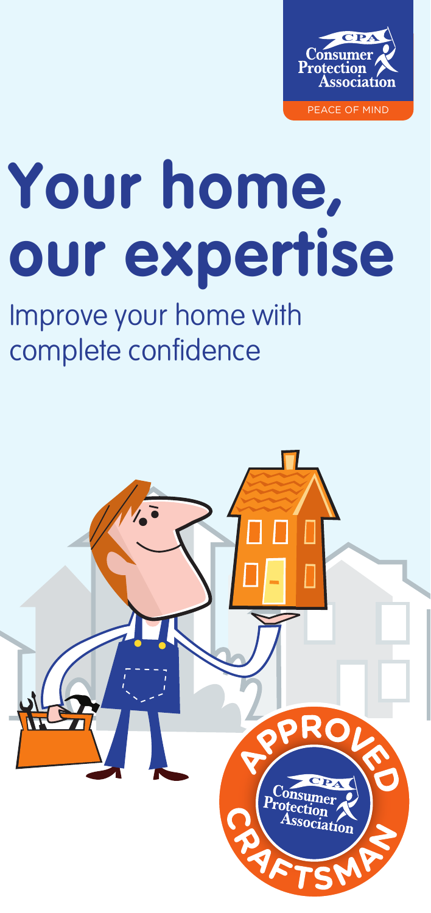Consumer Protection Association

PEACE OF MIND

# Your home, our expertise

Improve your home with complete confidence

APPROVED CRAFTSMAN

Consumer Protection Association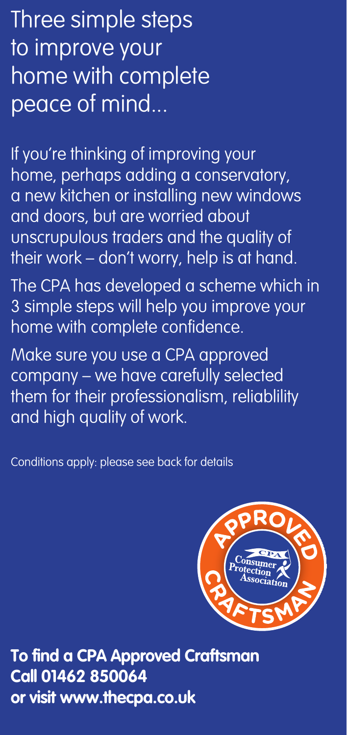# Three simple steps to improve your home with complete peace of mind...

If you're thinking of improving your home, perhaps adding a conservatory, a new kitchen or installing new windows and doors, but are worried about unscrupulous traders and the quality of their work – don't worry, help is at hand.

The CPA has developed a scheme which in 3 simple steps will help you improve your home with complete confidence.

Make sure you use a CPA approved company – we have carefully selected them for their professionalism, reliablility and high quality of work.

Conditions apply: please see back for details

APPROVED CRAFTSMAN
CPA Consumer Protection Association

**To find a CPA Approved Craftsman**
**Call 01462 850064**
**or visit www.thecpa.co.uk**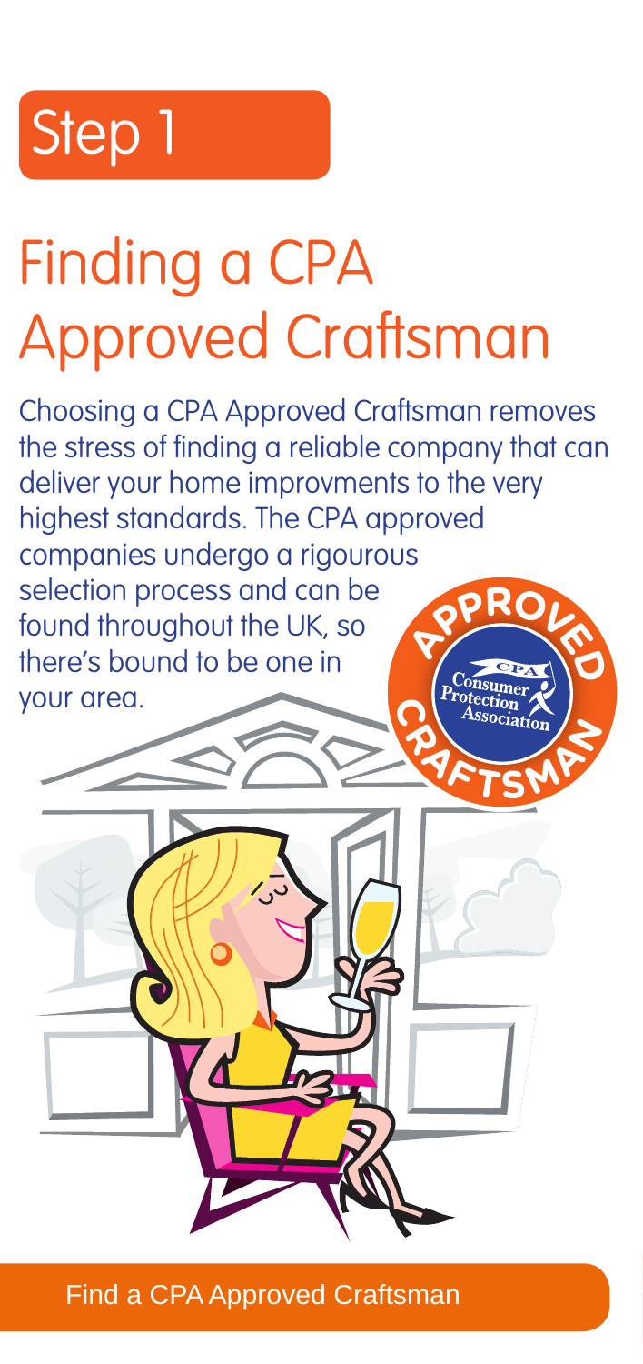Step 1

# Finding a CPA Approved Craftsman

Choosing a CPA Approved Craftsman removes the stress of finding a reliable company that can deliver your home improvments to the very highest standards. The CPA approved companies undergo a rigourous selection process and can be found throughout the UK, so there's bound to be one in your area.

Find a CPA Approved Craftsman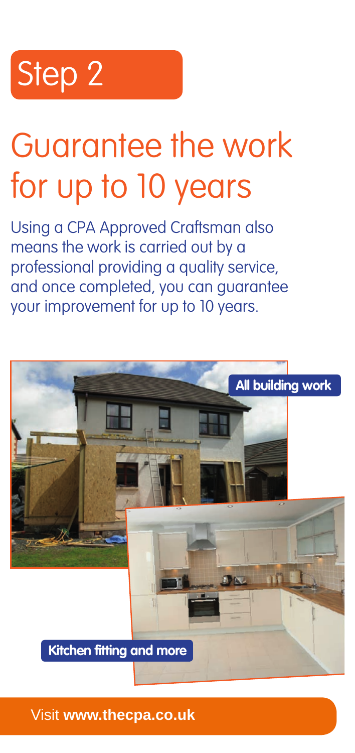Step 2

# Guarantee the work for up to 10 years

Using a CPA Approved Craftsman also means the work is carried out by a professional providing a quality service, and once completed, you can guarantee your improvement for up to 10 years.

**All building work**

**Kitchen fitting and more**

Visit **www.thecpa.co.uk**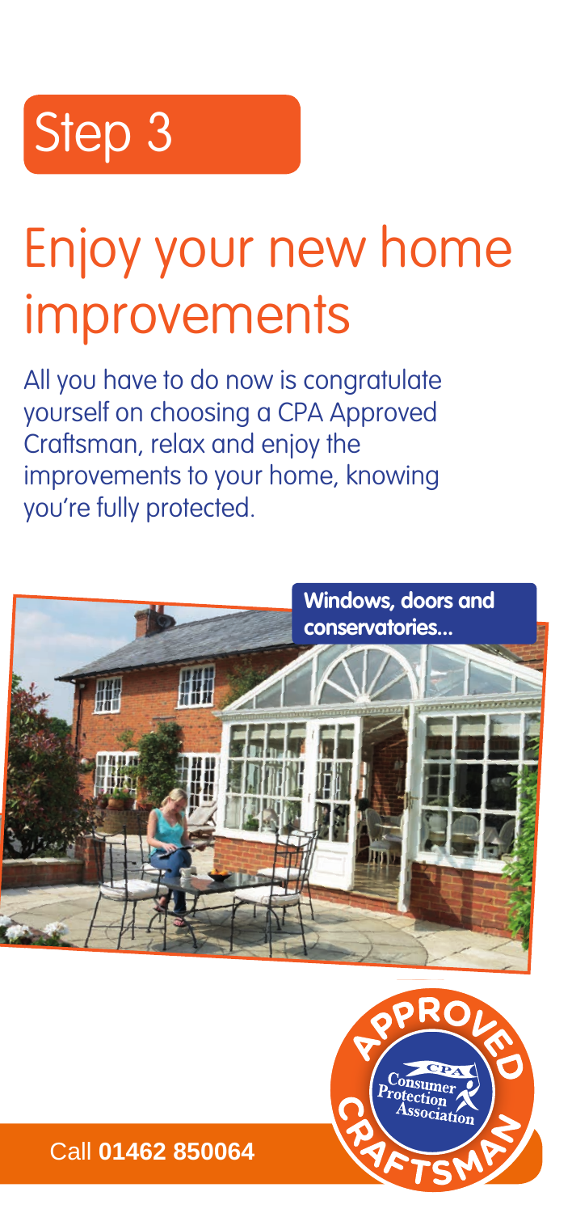Step 3

# Enjoy your new home improvements

All you have to do now is congratulate yourself on choosing a CPA Approved Craftsman, relax and enjoy the improvements to your home, knowing you're fully protected.

**Windows, doors and conservatories...**

Call **01462 850064**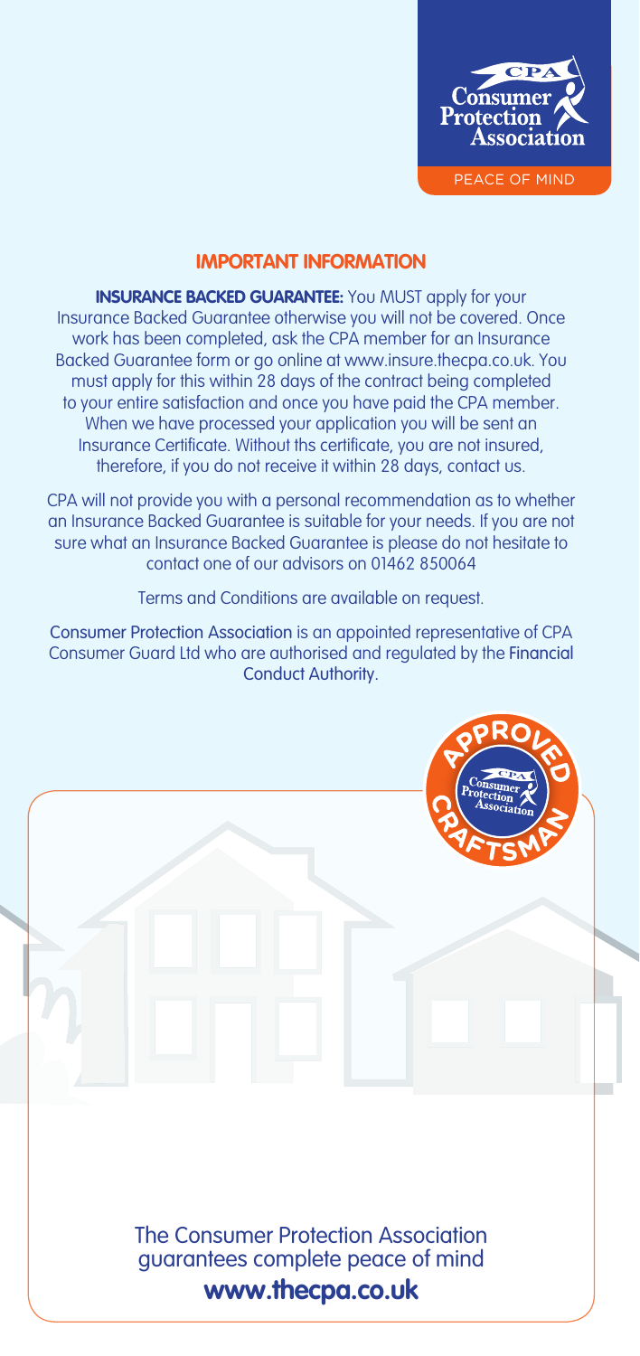## IMPORTANT INFORMATION

**INSURANCE BACKED GUARANTEE:** You MUST apply for your Insurance Backed Guarantee otherwise you will not be covered. Once work has been completed, ask the CPA member for an Insurance Backed Guarantee form or go online at www.insure.thecpa.co.uk. You must apply for this within 28 days of the contract being completed to your entire satisfaction and once you have paid the CPA member. When we have processed your application you will be sent an Insurance Certificate. Without ths certificate, you are not insured, therefore, if you do not receive it within 28 days, contact us.

CPA will not provide you with a personal recommendation as to whether an Insurance Backed Guarantee is suitable for your needs. If you are not sure what an Insurance Backed Guarantee is please do not hesitate to contact one of our advisors on 01462 850064

Terms and Conditions are available on request.

Consumer Protection Association is an appointed representative of CPA Consumer Guard Ltd who are authorised and regulated by the Financial Conduct Authority.

The Consumer Protection Association guarantees complete peace of mind

**www.thecpa.co.uk**